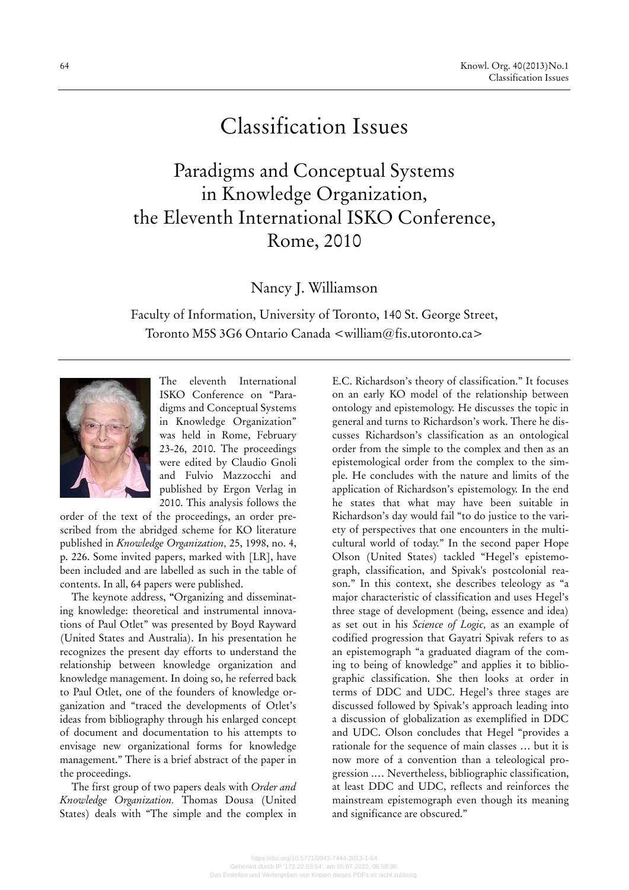# Classification Issues

## Paradigms and Conceptual Systems in Knowledge Organization, the Eleventh International ISKO Conference, Rome, 2010

Nancy J. Williamson

Faculty of Information, University of Toronto, 140 St. George Street, Toronto M5S 3G6 Ontario Canada <william@fis.utoronto.ca>

The eleventh International ISKO Conference on "Paradigms and Conceptual Systems in Knowledge Organization" was held in Rome, February 23-26, 2010. The proceedings were edited by Claudio Gnoli and Fulvio Mazzocchi and published by Ergon Verlag in 2010. This analysis follows the order of the text of the proceedings, an order prescribed from the abridged scheme for KO literature published in *Knowledge Organization,* 25, 1998, no. 4, p. 226. Some invited papers, marked with [LR], have been included and are labelled as such in the table of contents. In all, 64 papers were published.

The keynote address, "Organizing and disseminating knowledge: theoretical and instrumental innovations of Paul Otlet" was presented by Boyd Rayward (United States and Australia). In his presentation he recognizes the present day efforts to understand the relationship between knowledge organization and knowledge management. In doing so, he referred back to Paul Otlet, one of the founders of knowledge organization and "traced the developments of Otlet's ideas from bibliography through his enlarged concept of document and documentation to his attempts to envisage new organizational forms for knowledge management." There is a brief abstract of the paper in the proceedings.

The first group of two papers deals with *Order and Knowledge Organization.* Thomas Dousa (United States) deals with "The simple and the complex in E.C. Richardson's theory of classification." It focuses on an early KO model of the relationship between ontology and epistemology. He discusses the topic in general and turns to Richardson's work. There he discusses Richardson's classification as an ontological order from the simple to the complex and then as an epistemological order from the complex to the simple. He concludes with the nature and limits of the application of Richardson's epistemology. In the end he states that what may have been suitable in Richardson's day would fail "to do justice to the variety of perspectives that one encounters in the multicultural world of today." In the second paper Hope Olson (United States) tackled "Hegel's epistemograph, classification, and Spivak's postcolonial reason." In this context, she describes teleology as "a major characteristic of classification and uses Hegel's three stage of development (being, essence and idea) as set out in his *Science of Logic,* as an example of codified progression that Gayatri Spivak refers to as an epistemograph "a graduated diagram of the coming to being of knowledge" and applies it to bibliographic classification. She then looks at order in terms of DDC and UDC. Hegel's three stages are discussed followed by Spivak's approach leading into a discussion of globalization as exemplified in DDC and UDC. Olson concludes that Hegel "provides a rationale for the sequence of main classes … but it is now more of a convention than a teleological progression .… Nevertheless, bibliographic classification, at least DDC and UDC, reflects and reinforces the mainstream epistemograph even though its meaning and significance are obscured."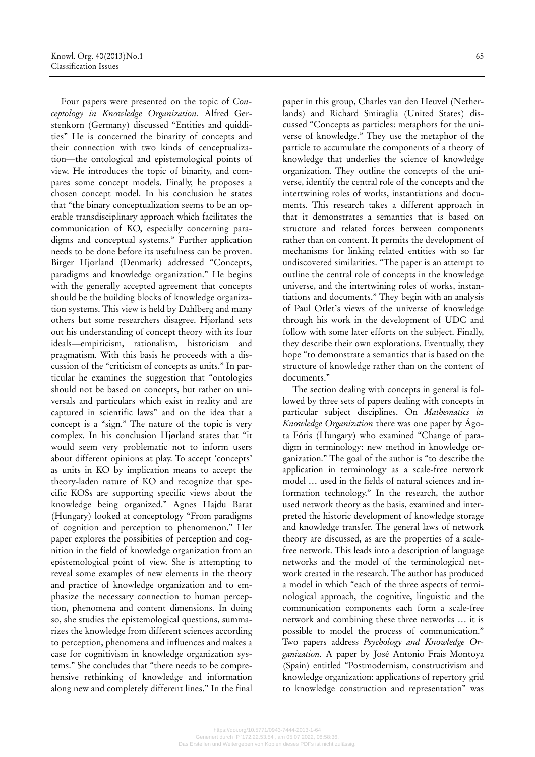Four papers were presented on the topic of *Conceptology in Knowledge Organization.* Alfred Gerstenkorn (Germany) discussed "Entities and quiddities" He is concerned the binarity of concepts and their connection with two kinds of cenceptualization—the ontological and epistemological points of view. He introduces the topic of binarity, and compares some concept models. Finally, he proposes a chosen concept model. In his conclusion he states that "the binary conceptualization seems to be an operable transdisciplinary approach which facilitates the communication of KO, especially concerning paradigms and conceptual systems." Further application needs to be done before its usefulness can be proven. Birger Hjørland (Denmark) addressed "Concepts, paradigms and knowledge organization." He begins with the generally accepted agreement that concepts should be the building blocks of knowledge organization systems. This view is held by Dahlberg and many others but some researchers disagree. Hjørland sets out his understanding of concept theory with its four ideals—empiricism, rationalism, historicism and pragmatism. With this basis he proceeds with a discussion of the "criticism of concepts as units." In particular he examines the suggestion that "ontologies should not be based on concepts, but rather on universals and particulars which exist in reality and are captured in scientific laws" and on the idea that a concept is a "sign." The nature of the topic is very complex. In his conclusion Hjørland states that "it would seem very problematic not to inform users about different opinions at play. To accept 'concepts' as units in KO by implication means to accept the theory-laden nature of KO and recognize that specific KOSs are supporting specific views about the knowledge being organized." Agnes Hajdu Barat (Hungary) looked at conceptology "From paradigms of cognition and perception to phenomenon." Her paper explores the possibities of perception and cognition in the field of knowledge organization from an epistemological point of view. She is attempting to reveal some examples of new elements in the theory and practice of knowledge organization and to emphasize the necessary connection to human perception, phenomena and content dimensions. In doing so, she studies the epistemological questions, summarizes the knowledge from different sciences according to perception, phenomena and influences and makes a case for cognitivism in knowledge organization systems." She concludes that "there needs to be comprehensive rethinking of knowledge and information along new and completely different lines." In the final paper in this group, Charles van den Heuvel (Netherlands) and Richard Smiraglia (United States) discussed "Concepts as particles: metaphors for the universe of knowledge." They use the metaphor of the particle to accumulate the components of a theory of knowledge that underlies the science of knowledge organization. They outline the concepts of the universe, identify the central role of the concepts and the intertwining roles of works, instantiations and documents. This research takes a different approach in that it demonstrates a semantics that is based on structure and related forces between components rather than on content. It permits the development of mechanisms for linking related entities with so far undiscovered similarities. "The paper is an attempt to outline the central role of concepts in the knowledge universe, and the intertwining roles of works, instantiations and documents." They begin with an analysis of Paul Otlet's views of the universe of knowledge through his work in the development of UDC and follow with some later efforts on the subject. Finally, they describe their own explorations. Eventually, they hope "to demonstrate a semantics that is based on the structure of knowledge rather than on the content of documents."

The section dealing with concepts in general is followed by three sets of papers dealing with concepts in particular subject disciplines. On *Mathematics in Knowledge Organization* there was one paper by Ágota Fóris (Hungary) who examined "Change of paradigm in terminology: new method in knowledge organization." The goal of the author is "to describe the application in terminology as a scale-free network model … used in the fields of natural sciences and information technology." In the research, the author used network theory as the basis, examined and interpreted the historic development of knowledge storage and knowledge transfer. The general laws of network theory are discussed, as are the properties of a scale-free network. This leads into a description of language networks and the model of the terminological network created in the research. The author has produced a model in which "each of the three aspects of terminological approach, the cognitive, linguistic and the communication components each form a scale-free network and combining these three networks … it is possible to model the process of communication." Two papers address *Psychology and Knowledge Organization.* A paper by José Antonio Frais Montoya (Spain) entitled "Postmodernism, constructivism and knowledge organization: applications of repertory grid to knowledge construction and representation" was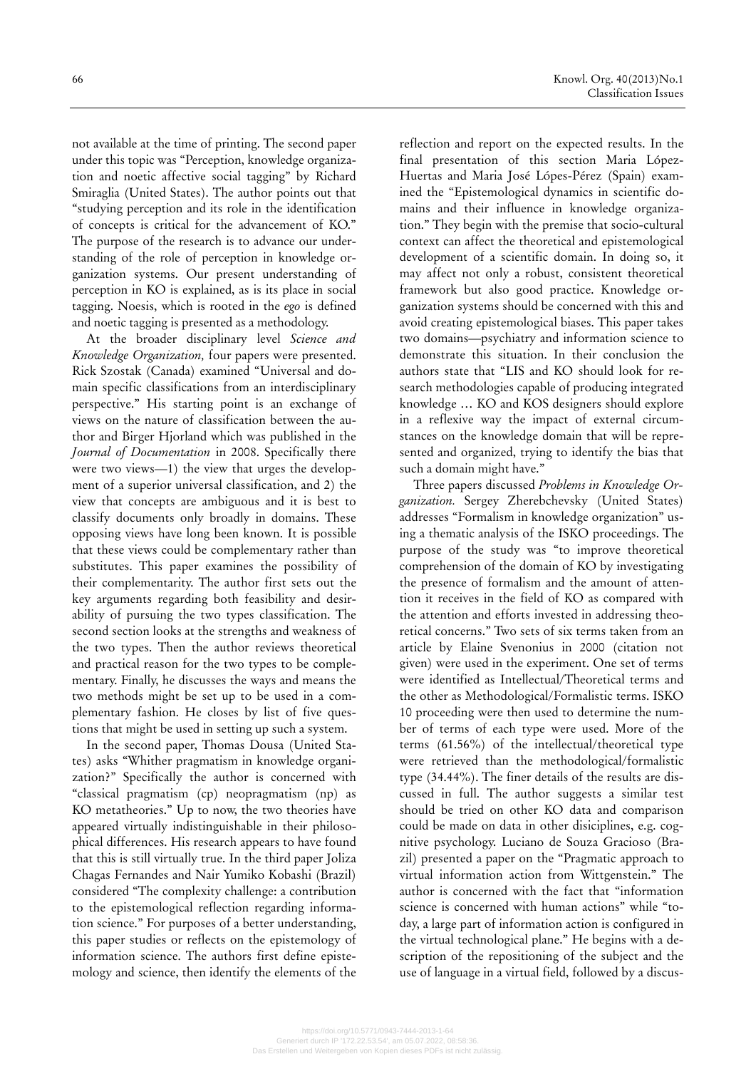not available at the time of printing. The second paper under this topic was "Perception, knowledge organization and noetic affective social tagging" by Richard Smiraglia (United States). The author points out that "studying perception and its role in the identification of concepts is critical for the advancement of KO." The purpose of the research is to advance our understanding of the role of perception in knowledge organization systems. Our present understanding of perception in KO is explained, as is its place in social tagging. Noesis, which is rooted in the *ego* is defined and noetic tagging is presented as a methodology.

At the broader disciplinary level *Science and Knowledge Organization,* four papers were presented. Rick Szostak (Canada) examined "Universal and domain specific classifications from an interdisciplinary perspective." His starting point is an exchange of views on the nature of classification between the author and Birger Hjorland which was published in the *Journal of Documentation* in 2008. Specifically there were two views—1) the view that urges the development of a superior universal classification, and 2) the view that concepts are ambiguous and it is best to classify documents only broadly in domains. These opposing views have long been known. It is possible that these views could be complementary rather than substitutes. This paper examines the possibility of their complementarity. The author first sets out the key arguments regarding both feasibility and desirability of pursuing the two types classification. The second section looks at the strengths and weakness of the two types. Then the author reviews theoretical and practical reason for the two types to be complementary. Finally, he discusses the ways and means the two methods might be set up to be used in a complementary fashion. He closes by list of five questions that might be used in setting up such a system.

In the second paper, Thomas Dousa (United States) asks "Whither pragmatism in knowledge organization?" Specifically the author is concerned with "classical pragmatism (cp) neopragmatism (np) as KO metatheories." Up to now, the two theories have appeared virtually indistinguishable in their philosophical differences. His research appears to have found that this is still virtually true. In the third paper Joliza Chagas Fernandes and Nair Yumiko Kobashi (Brazil) considered "The complexity challenge: a contribution to the epistemological reflection regarding information science." For purposes of a better understanding, this paper studies or reflects on the epistemology of information science. The authors first define epistemology and science, then identify the elements of the reflection and report on the expected results. In the final presentation of this section Maria López-Huertas and Maria José Lópes-Pérez (Spain) examined the "Epistemological dynamics in scientific domains and their influence in knowledge organization." They begin with the premise that socio-cultural context can affect the theoretical and epistemological development of a scientific domain. In doing so, it may affect not only a robust, consistent theoretical framework but also good practice. Knowledge organization systems should be concerned with this and avoid creating epistemological biases. This paper takes two domains—psychiatry and information science to demonstrate this situation. In their conclusion the authors state that "LIS and KO should look for research methodologies capable of producing integrated knowledge … KO and KOS designers should explore in a reflexive way the impact of external circumstances on the knowledge domain that will be represented and organized, trying to identify the bias that such a domain might have."

Three papers discussed *Problems in Knowledge Organization.* Sergey Zherebchevsky (United States) addresses "Formalism in knowledge organization" using a thematic analysis of the ISKO proceedings. The purpose of the study was "to improve theoretical comprehension of the domain of KO by investigating the presence of formalism and the amount of attention it receives in the field of KO as compared with the attention and efforts invested in addressing theoretical concerns." Two sets of six terms taken from an article by Elaine Svenonius in 2000 (citation not given) were used in the experiment. One set of terms were identified as Intellectual/Theoretical terms and the other as Methodological/Formalistic terms. ISKO 10 proceeding were then used to determine the number of terms of each type were used. More of the terms (61.56%) of the intellectual/theoretical type were retrieved than the methodological/formalistic type (34.44%). The finer details of the results are discussed in full. The author suggests a similar test should be tried on other KO data and comparison could be made on data in other disiciplines, e.g. cognitive psychology. Luciano de Souza Gracioso (Brazil) presented a paper on the "Pragmatic approach to virtual information action from Wittgenstein." The author is concerned with the fact that "information science is concerned with human actions" while "today, a large part of information action is configured in the virtual technological plane." He begins with a description of the repositioning of the subject and the use of language in a virtual field, followed by a discus-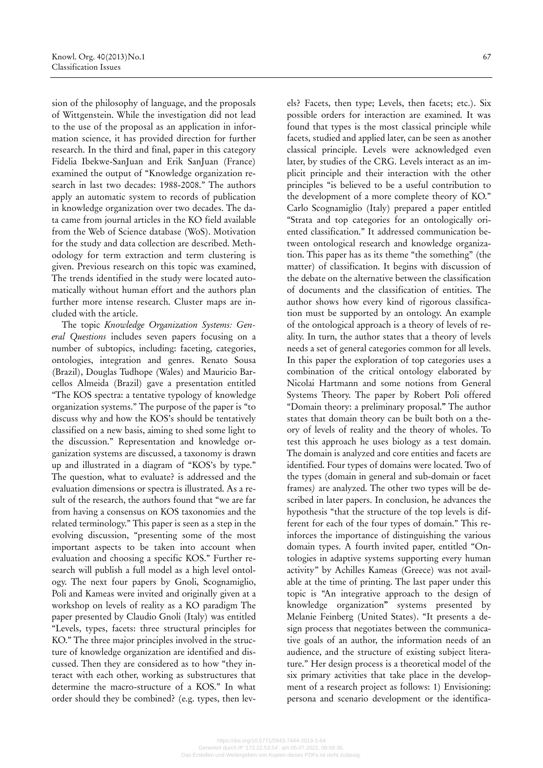sion of the philosophy of language, and the proposals of Wittgenstein. While the investigation did not lead to the use of the proposal as an application in information science, it has provided direction for further research. In the third and final, paper in this category Fidelia Ibekwe-SanJuan and Erik SanJuan (France) examined the output of "Knowledge organization research in last two decades: 1988-2008." The authors apply an automatic system to records of publication in knowledge organization over two decades. The data came from journal articles in the KO field available from the Web of Science database (WoS). Motivation for the study and data collection are described. Methodology for term extraction and term clustering is given. Previous research on this topic was examined, The trends identified in the study were located automatically without human effort and the authors plan further more intense research. Cluster maps are included with the article.

The topic *Knowledge Organization Systems: General Questions* includes seven papers focusing on a number of subtopics, including: faceting, categories, ontologies, integration and genres. Renato Sousa (Brazil), Douglas Tudhope (Wales) and Mauricio Barcellos Almeida (Brazil) gave a presentation entitled "The KOS spectra: a tentative typology of knowledge organization systems." The purpose of the paper is "to discuss why and how the KOS's should be tentatively classified on a new basis, aiming to shed some light to the discussion." Representation and knowledge organization systems are discussed, a taxonomy is drawn up and illustrated in a diagram of "KOS's by type." The question, what to evaluate? is addressed and the evaluation dimensions or spectra is illustrated. As a result of the research, the authors found that "we are far from having a consensus on KOS taxonomies and the related terminology." This paper is seen as a step in the evolving discussion, "presenting some of the most important aspects to be taken into account when evaluation and choosing a specific KOS." Further research will publish a full model as a high level ontology. The next four papers by Gnoli, Scognamiglio, Poli and Kameas were invited and originally given at a workshop on levels of reality as a KO paradigm The paper presented by Claudio Gnoli (Italy) was entitled "Levels, types, facets: three structural principles for KO." The three major principles involved in the structure of knowledge organization are identified and discussed. Then they are considered as to how "they interact with each other, working as substructures that determine the macro-structure of a KOS." In what order should they be combined? (e.g. types, then levels? Facets, then type; Levels, then facets; etc.). Six possible orders for interaction are examined. It was found that types is the most classical principle while facets, studied and applied later, can be seen as another classical principle. Levels were acknowledged even later, by studies of the CRG. Levels interact as an implicit principle and their interaction with the other principles "is believed to be a useful contribution to the development of a more complete theory of KO." Carlo Scognamiglio (Italy) prepared a paper entitled "Strata and top categories for an ontologically oriented classification." It addressed communication between ontological research and knowledge organization. This paper has as its theme "the something" (the matter) of classification. It begins with discussion of the debate on the alternative between the classification of documents and the classification of entities. The author shows how every kind of rigorous classification must be supported by an ontology. An example of the ontological approach is a theory of levels of reality. In turn, the author states that a theory of levels needs a set of general categories common for all levels. In this paper the exploration of top categories uses a combination of the critical ontology elaborated by Nicolai Hartmann and some notions from General Systems Theory. The paper by Robert Poli offered "Domain theory: a preliminary proposal." The author states that domain theory can be built both on a theory of levels of reality and the theory of wholes. To test this approach he uses biology as a test domain. The domain is analyzed and core entities and facets are identified. Four types of domains were located. Two of the types (domain in general and sub-domain or facet frames) are analyzed. The other two types will be described in later papers. In conclusion, he advances the hypothesis "that the structure of the top levels is different for each of the four types of domain." This reinforces the importance of distinguishing the various domain types. A fourth invited paper, entitled "Ontologies in adaptive systems supporting every human activity" by Achilles Kameas (Greece) was not available at the time of printing. The last paper under this topic is "An integrative approach to the design of knowledge organization" systems presented by Melanie Feinberg (United States). "It presents a design process that negotiates between the communicative goals of an author, the information needs of an audience, and the structure of existing subject literature." Her design process is a theoretical model of the six primary activities that take place in the development of a research project as follows: 1) Envisioning: persona and scenario development or the identifica-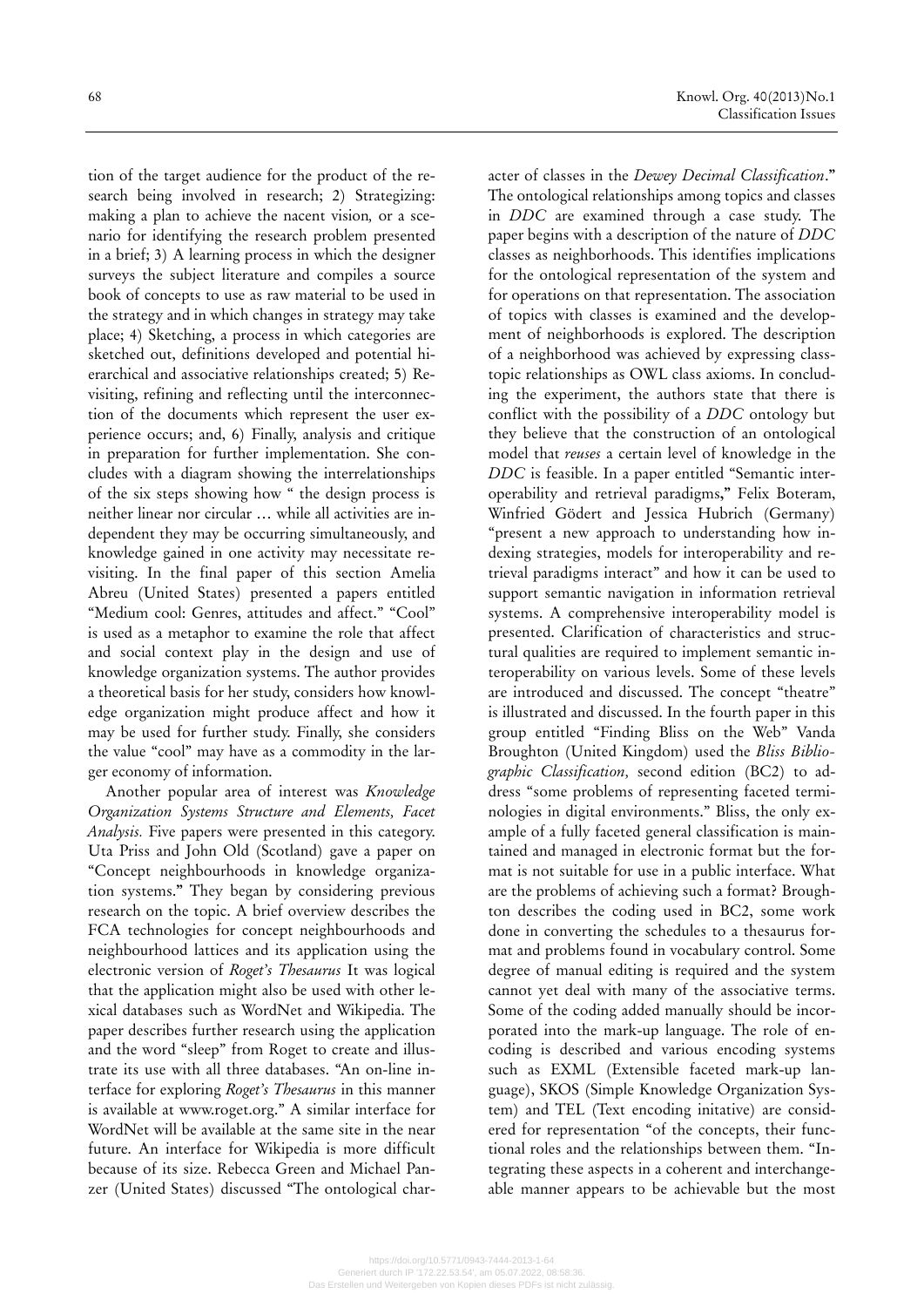tion of the target audience for the product of the research being involved in research; 2) Strategizing: making a plan to achieve the nacent vision*,* or a scenario for identifying the research problem presented in a brief; 3) A learning process in which the designer surveys the subject literature and compiles a source book of concepts to use as raw material to be used in the strategy and in which changes in strategy may take place; 4) Sketching, a process in which categories are sketched out, definitions developed and potential hierarchical and associative relationships created; 5) Revisiting, refining and reflecting until the interconnection of the documents which represent the user experience occurs; and, 6) Finally, analysis and critique in preparation for further implementation. She concludes with a diagram showing the interrelationships of the six steps showing how " the design process is neither linear nor circular … while all activities are independent they may be occurring simultaneously, and knowledge gained in one activity may necessitate revisiting. In the final paper of this section Amelia Abreu (United States) presented a papers entitled "Medium cool: Genres, attitudes and affect." "Cool" is used as a metaphor to examine the role that affect and social context play in the design and use of knowledge organization systems. The author provides a theoretical basis for her study, considers how knowledge organization might produce affect and how it may be used for further study. Finally, she considers the value "cool" may have as a commodity in the larger economy of information.

Another popular area of interest was *Knowledge Organization Systems Structure and Elements, Facet Analysis.* Five papers were presented in this category. Uta Priss and John Old (Scotland) gave a paper on "Concept neighbourhoods in knowledge organization systems." They began by considering previous research on the topic. A brief overview describes the FCA technologies for concept neighbourhoods and neighbourhood lattices and its application using the electronic version of *Roget's Thesaurus* It was logical that the application might also be used with other lexical databases such as WordNet and Wikipedia. The paper describes further research using the application and the word "sleep" from Roget to create and illustrate its use with all three databases. "An on-line interface for exploring *Roget's Thesaurus* in this manner is available at www.roget.org." A similar interface for WordNet will be available at the same site in the near future. An interface for Wikipedia is more difficult because of its size. Rebecca Green and Michael Panzer (United States) discussed "The ontological character of classes in the *Dewey Decimal Classification*." The ontological relationships among topics and classes in *DDC* are examined through a case study. The paper begins with a description of the nature of *DDC* classes as neighborhoods. This identifies implications for the ontological representation of the system and for operations on that representation. The association of topics with classes is examined and the development of neighborhoods is explored. The description of a neighborhood was achieved by expressing class-topic relationships as OWL class axioms. In concluding the experiment, the authors state that there is conflict with the possibility of a *DDC* ontology but they believe that the construction of an ontological model that *reuses* a certain level of knowledge in the *DDC* is feasible. In a paper entitled "Semantic interoperability and retrieval paradigms," Felix Boteram, Winfried Gödert and Jessica Hubrich (Germany) "present a new approach to understanding how indexing strategies, models for interoperability and retrieval paradigms interact" and how it can be used to support semantic navigation in information retrieval systems. A comprehensive interoperability model is presented. Clarification of characteristics and structural qualities are required to implement semantic interoperability on various levels. Some of these levels are introduced and discussed. The concept "theatre" is illustrated and discussed. In the fourth paper in this group entitled "Finding Bliss on the Web" Vanda Broughton (United Kingdom) used the *Bliss Bibliographic Classification,* second edition (BC2) to address "some problems of representing faceted terminologies in digital environments." Bliss, the only example of a fully faceted general classification is maintained and managed in electronic format but the format is not suitable for use in a public interface. What are the problems of achieving such a format? Broughton describes the coding used in BC2, some work done in converting the schedules to a thesaurus format and problems found in vocabulary control. Some degree of manual editing is required and the system cannot yet deal with many of the associative terms. Some of the coding added manually should be incorporated into the mark-up language. The role of encoding is described and various encoding systems such as EXML (Extensible faceted mark-up language), SKOS (Simple Knowledge Organization System) and TEL (Text encoding initative) are considered for representation "of the concepts, their functional roles and the relationships between them. "Integrating these aspects in a coherent and interchangeable manner appears to be achievable but the most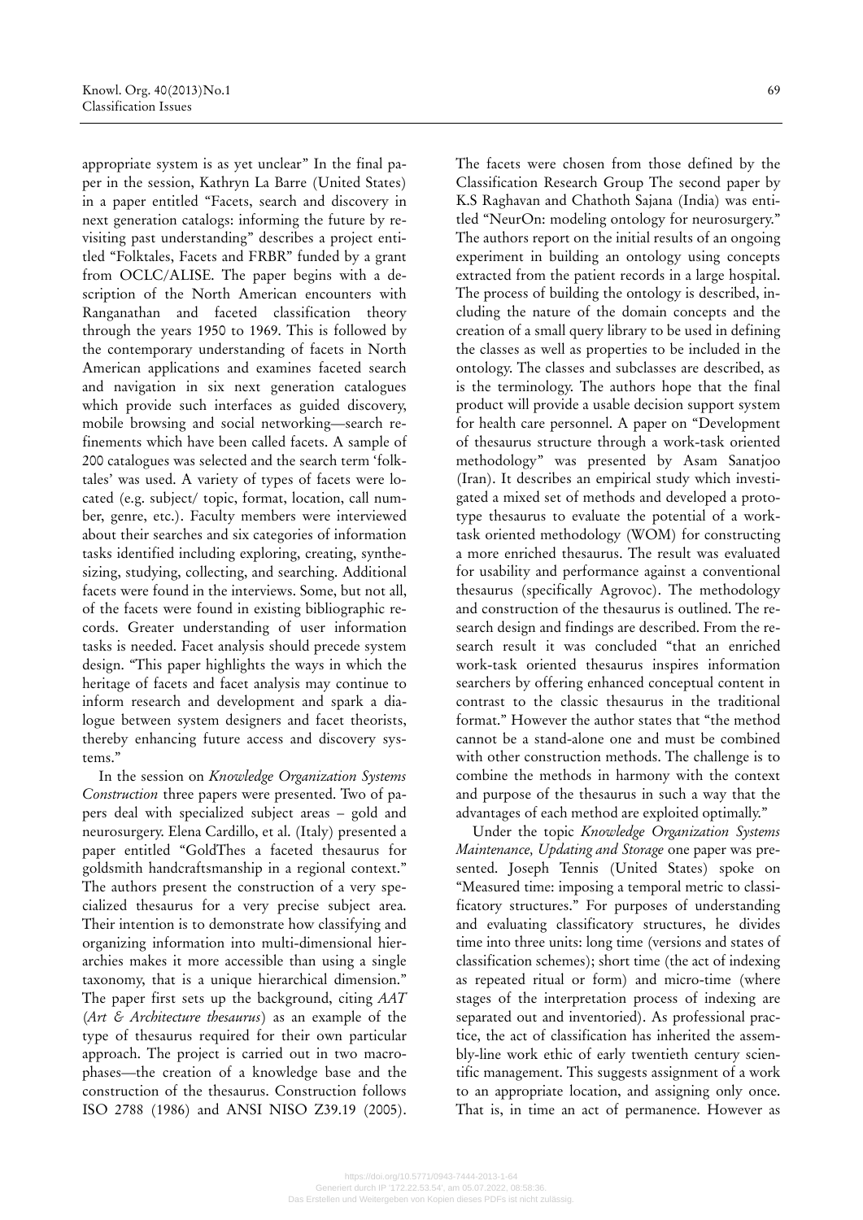appropriate system is as yet unclear" In the final paper in the session, Kathryn La Barre (United States) in a paper entitled "Facets, search and discovery in next generation catalogs: informing the future by revisiting past understanding" describes a project entitled "Folktales, Facets and FRBR" funded by a grant from OCLC/ALISE. The paper begins with a description of the North American encounters with Ranganathan and faceted classification theory through the years 1950 to 1969. This is followed by the contemporary understanding of facets in North American applications and examines faceted search and navigation in six next generation catalogues which provide such interfaces as guided discovery, mobile browsing and social networking—search refinements which have been called facets. A sample of 200 catalogues was selected and the search term 'folktales' was used. A variety of types of facets were located (e.g. subject/ topic, format, location, call number, genre, etc.). Faculty members were interviewed about their searches and six categories of information tasks identified including exploring, creating, synthesizing, studying, collecting, and searching. Additional facets were found in the interviews. Some, but not all, of the facets were found in existing bibliographic records. Greater understanding of user information tasks is needed. Facet analysis should precede system design. "This paper highlights the ways in which the heritage of facets and facet analysis may continue to inform research and development and spark a dialogue between system designers and facet theorists, thereby enhancing future access and discovery systems."

In the session on *Knowledge Organization Systems Construction* three papers were presented. Two of papers deal with specialized subject areas – gold and neurosurgery. Elena Cardillo, et al. (Italy) presented a paper entitled "GoldThes a faceted thesaurus for goldsmith handcraftsmanship in a regional context." The authors present the construction of a very specialized thesaurus for a very precise subject area. Their intention is to demonstrate how classifying and organizing information into multi-dimensional hierarchies makes it more accessible than using a single taxonomy, that is a unique hierarchical dimension." The paper first sets up the background, citing *AAT* (*Art & Architecture thesaurus*) as an example of the type of thesaurus required for their own particular approach. The project is carried out in two macro-phases—the creation of a knowledge base and the construction of the thesaurus. Construction follows ISO 2788 (1986) and ANSI NISO Z39.19 (2005). The facets were chosen from those defined by the Classification Research Group The second paper by K.S Raghavan and Chathoth Sajana (India) was entitled "NeurOn: modeling ontology for neurosurgery." The authors report on the initial results of an ongoing experiment in building an ontology using concepts extracted from the patient records in a large hospital. The process of building the ontology is described, including the nature of the domain concepts and the creation of a small query library to be used in defining the classes as well as properties to be included in the ontology. The classes and subclasses are described, as is the terminology. The authors hope that the final product will provide a usable decision support system for health care personnel. A paper on "Development of thesaurus structure through a work-task oriented methodology" was presented by Asam Sanatjoo (Iran). It describes an empirical study which investigated a mixed set of methods and developed a prototype thesaurus to evaluate the potential of a work-task oriented methodology (WOM) for constructing a more enriched thesaurus. The result was evaluated for usability and performance against a conventional thesaurus (specifically Agrovoc). The methodology and construction of the thesaurus is outlined. The research design and findings are described. From the research result it was concluded "that an enriched work-task oriented thesaurus inspires information searchers by offering enhanced conceptual content in contrast to the classic thesaurus in the traditional format." However the author states that "the method cannot be a stand-alone one and must be combined with other construction methods. The challenge is to combine the methods in harmony with the context and purpose of the thesaurus in such a way that the advantages of each method are exploited optimally."

Under the topic *Knowledge Organization Systems Maintenance, Updating and Storage* one paper was presented. Joseph Tennis (United States) spoke on "Measured time: imposing a temporal metric to classificatory structures." For purposes of understanding and evaluating classificatory structures, he divides time into three units: long time (versions and states of classification schemes); short time (the act of indexing as repeated ritual or form) and micro-time (where stages of the interpretation process of indexing are separated out and inventoried). As professional practice, the act of classification has inherited the assembly-line work ethic of early twentieth century scientific management. This suggests assignment of a work to an appropriate location, and assigning only once. That is, in time an act of permanence. However as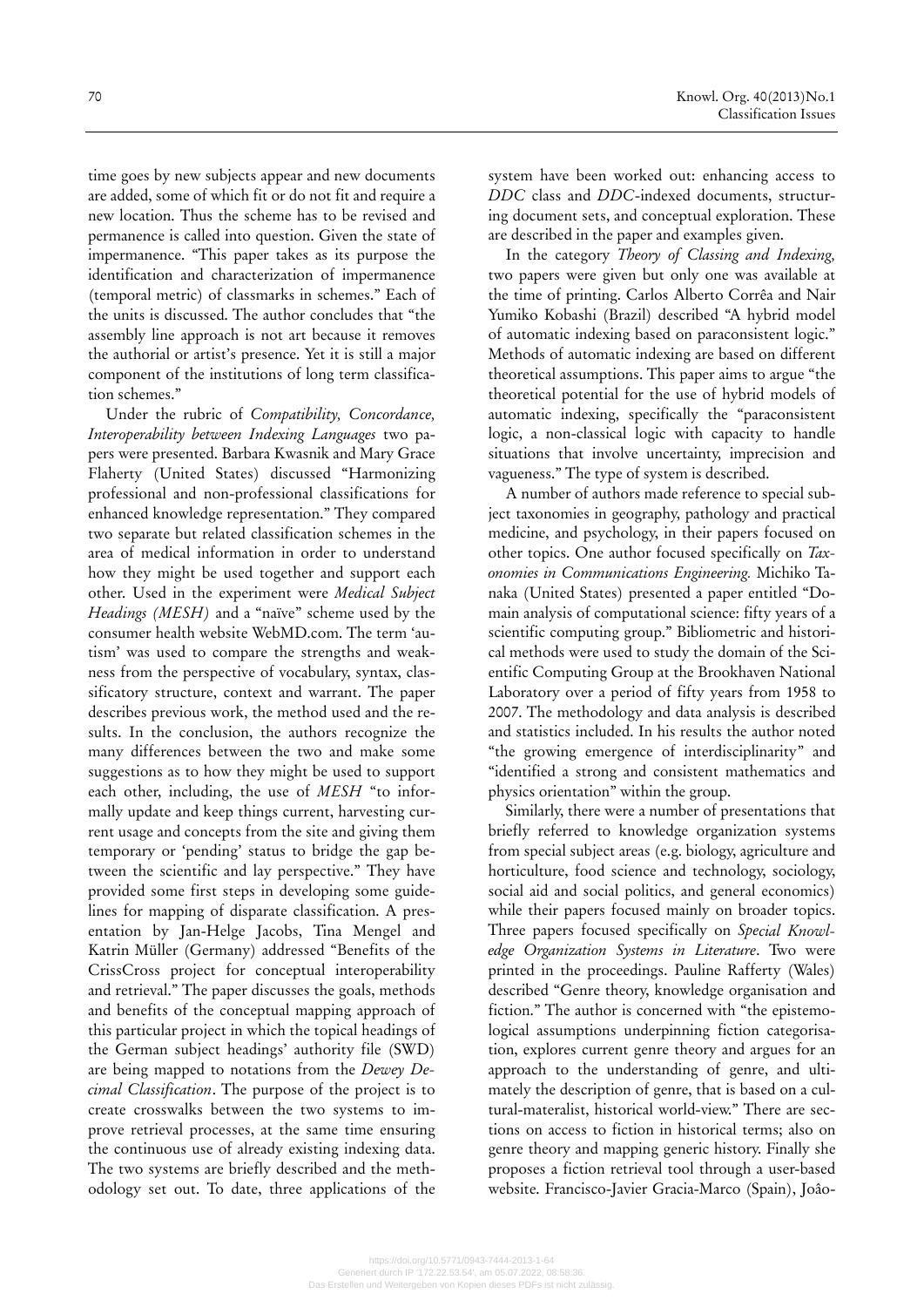time goes by new subjects appear and new documents are added, some of which fit or do not fit and require a new location. Thus the scheme has to be revised and permanence is called into question. Given the state of impermanence. "This paper takes as its purpose the identification and characterization of impermanence (temporal metric) of classmarks in schemes." Each of the units is discussed. The author concludes that "the assembly line approach is not art because it removes the authorial or artist's presence. Yet it is still a major component of the institutions of long term classification schemes."

Under the rubric of *Compatibility, Concordance, Interoperability between Indexing Languages* two papers were presented. Barbara Kwasnik and Mary Grace Flaherty (United States) discussed "Harmonizing professional and non-professional classifications for enhanced knowledge representation." They compared two separate but related classification schemes in the area of medical information in order to understand how they might be used together and support each other. Used in the experiment were *Medical Subject Headings (MESH)* and a "naïve" scheme used by the consumer health website WebMD.com. The term 'autism' was used to compare the strengths and weakness from the perspective of vocabulary, syntax, classificatory structure, context and warrant. The paper describes previous work, the method used and the results. In the conclusion, the authors recognize the many differences between the two and make some suggestions as to how they might be used to support each other, including, the use of *MESH* "to informally update and keep things current, harvesting current usage and concepts from the site and giving them temporary or 'pending' status to bridge the gap between the scientific and lay perspective." They have provided some first steps in developing some guidelines for mapping of disparate classification. A presentation by Jan-Helge Jacobs, Tina Mengel and Katrin Müller (Germany) addressed "Benefits of the CrissCross project for conceptual interoperability and retrieval." The paper discusses the goals, methods and benefits of the conceptual mapping approach of this particular project in which the topical headings of the German subject headings' authority file (SWD) are being mapped to notations from the *Dewey Decimal Classification*. The purpose of the project is to create crosswalks between the two systems to improve retrieval processes, at the same time ensuring the continuous use of already existing indexing data. The two systems are briefly described and the methodology set out. To date, three applications of the system have been worked out: enhancing access to *DDC* class and *DDC*-indexed documents, structuring document sets, and conceptual exploration. These are described in the paper and examples given.

In the category *Theory of Classing and Indexing,* two papers were given but only one was available at the time of printing. Carlos Alberto Corrêa and Nair Yumiko Kobashi (Brazil) described "A hybrid model of automatic indexing based on paraconsistent logic." Methods of automatic indexing are based on different theoretical assumptions. This paper aims to argue "the theoretical potential for the use of hybrid models of automatic indexing, specifically the "paraconsistent logic, a non-classical logic with capacity to handle situations that involve uncertainty, imprecision and vagueness." The type of system is described.

A number of authors made reference to special subject taxonomies in geography, pathology and practical medicine, and psychology, in their papers focused on other topics. One author focused specifically on *Taxonomies in Communications Engineering.* Michiko Tanaka (United States) presented a paper entitled "Domain analysis of computational science: fifty years of a scientific computing group." Bibliometric and historical methods were used to study the domain of the Scientific Computing Group at the Brookhaven National Laboratory over a period of fifty years from 1958 to 2007. The methodology and data analysis is described and statistics included. In his results the author noted "the growing emergence of interdisciplinarity" and "identified a strong and consistent mathematics and physics orientation" within the group.

Similarly, there were a number of presentations that briefly referred to knowledge organization systems from special subject areas (e.g. biology, agriculture and horticulture, food science and technology, sociology, social aid and social politics, and general economics) while their papers focused mainly on broader topics. Three papers focused specifically on *Special Knowledge Organization Systems in Literature*. Two were printed in the proceedings. Pauline Rafferty (Wales) described "Genre theory, knowledge organisation and fiction." The author is concerned with "the epistemological assumptions underpinning fiction categorisation, explores current genre theory and argues for an approach to the understanding of genre, and ultimately the description of genre, that is based on a cultural-materalist, historical world-view." There are sections on access to fiction in historical terms; also on genre theory and mapping generic history. Finally she proposes a fiction retrieval tool through a user-based website. Francisco-Javier Gracia-Marco (Spain), Joâo-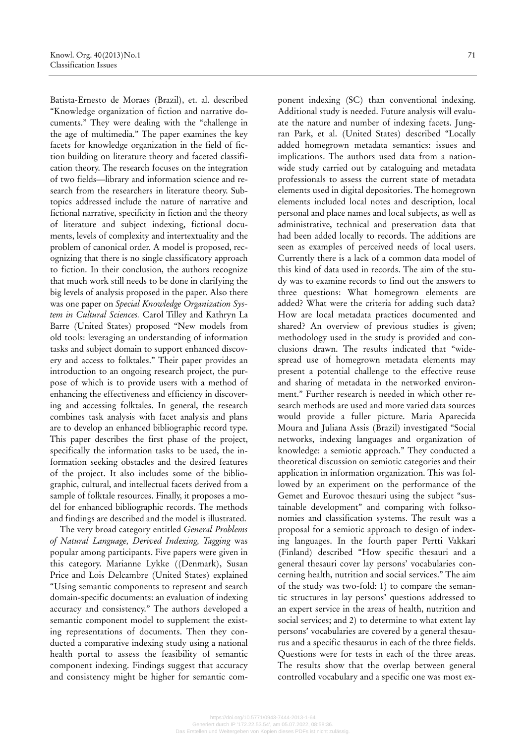Batista-Ernesto de Moraes (Brazil), et. al. described "Knowledge organization of fiction and narrative documents." They were dealing with the "challenge in the age of multimedia." The paper examines the key facets for knowledge organization in the field of fiction building on literature theory and faceted classification theory. The research focuses on the integration of two fields—library and information science and research from the researchers in literature theory. Subtopics addressed include the nature of narrative and fictional narrative, specificity in fiction and the theory of literature and subject indexing, fictional documents, levels of complexity and intertextuality and the problem of canonical order. A model is proposed, recognizing that there is no single classificatory approach to fiction. In their conclusion, the authors recognize that much work still needs to be done in clarifying the big levels of analysis proposed in the paper. Also there was one paper on *Special Knowledge Organization System in Cultural Sciences.* Carol Tilley and Kathryn La Barre (United States) proposed "New models from old tools: leveraging an understanding of information tasks and subject domain to support enhanced discovery and access to folktales." Their paper provides an introduction to an ongoing research project, the purpose of which is to provide users with a method of enhancing the effectiveness and efficiency in discovering and accessing folktales. In general, the research combines task analysis with facet analysis and plans are to develop an enhanced bibliographic record type. This paper describes the first phase of the project, specifically the information tasks to be used, the information seeking obstacles and the desired features of the project. It also includes some of the bibliographic, cultural, and intellectual facets derived from a sample of folktale resources. Finally, it proposes a model for enhanced bibliographic records. The methods and findings are described and the model is illustrated.

The very broad category entitled *General Problems of Natural Language, Derived Indexing, Tagging* was popular among participants. Five papers were given in this category. Marianne Lykke ((Denmark), Susan Price and Lois Delcambre (United States) explained "Using semantic components to represent and search domain-specific documents: an evaluation of indexing accuracy and consistency." The authors developed a semantic component model to supplement the existing representations of documents. Then they conducted a comparative indexing study using a national health portal to assess the feasibility of semantic component indexing. Findings suggest that accuracy and consistency might be higher for semantic component indexing (SC) than conventional indexing. Additional study is needed. Future analysis will evaluate the nature and number of indexing facets. Jungran Park, et al. (United States) described "Locally added homegrown metadata semantics: issues and implications. The authors used data from a nationwide study carried out by cataloguing and metadata professionals to assess the current state of metadata elements used in digital depositories. The homegrown elements included local notes and description, local personal and place names and local subjects, as well as administrative, technical and preservation data that had been added locally to records. The additions are seen as examples of perceived needs of local users. Currently there is a lack of a common data model of this kind of data used in records. The aim of the study was to examine records to find out the answers to three questions: What homegrown elements are added? What were the criteria for adding such data? How are local metadata practices documented and shared? An overview of previous studies is given; methodology used in the study is provided and conclusions drawn. The results indicated that "widespread use of homegrown metadata elements may present a potential challenge to the effective reuse and sharing of metadata in the networked environment." Further research is needed in which other research methods are used and more varied data sources would provide a fuller picture. Maria Aparecida Moura and Juliana Assis (Brazil) investigated "Social networks, indexing languages and organization of knowledge: a semiotic approach." They conducted a theoretical discussion on semiotic categories and their application in information organization. This was followed by an experiment on the performance of the Gemet and Eurovoc thesauri using the subject "sustainable development" and comparing with folksonomies and classification systems. The result was a proposal for a semiotic approach to design of indexing languages. In the fourth paper Pertti Vakkari (Finland) described "How specific thesauri and a general thesauri cover lay persons' vocabularies concerning health, nutrition and social services." The aim of the study was two-fold: 1) to compare the semantic structures in lay persons' questions addressed to an expert service in the areas of health, nutrition and social services; and 2) to determine to what extent lay persons' vocabularies are covered by a general thesaurus and a specific thesaurus in each of the three fields. Questions were for tests in each of the three areas. The results show that the overlap between general controlled vocabulary and a specific one was most ex-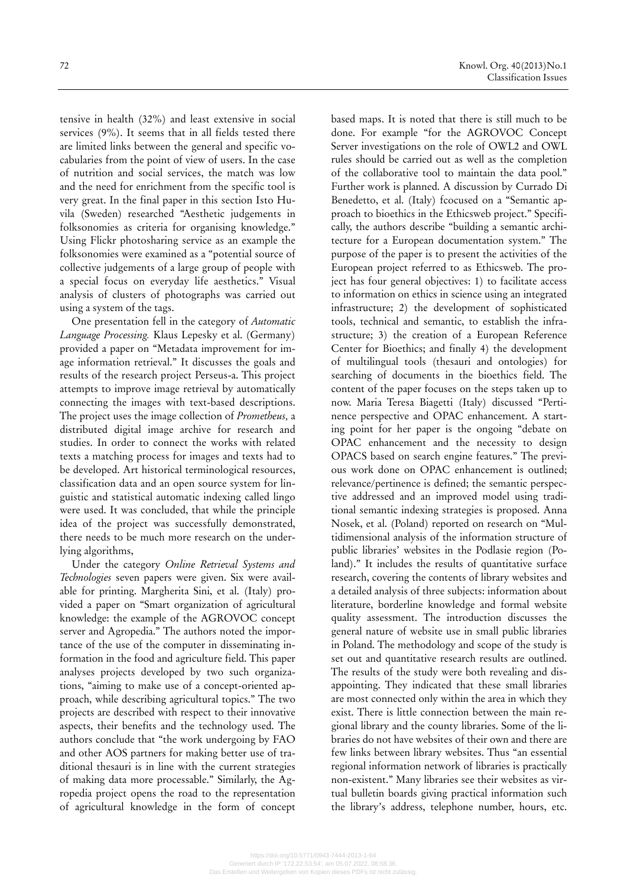tensive in health (32%) and least extensive in social services (9%). It seems that in all fields tested there are limited links between the general and specific vocabularies from the point of view of users. In the case of nutrition and social services, the match was low and the need for enrichment from the specific tool is very great. In the final paper in this section Isto Huvila (Sweden) researched "Aesthetic judgements in folksonomies as criteria for organising knowledge." Using Flickr photosharing service as an example the folksonomies were examined as a "potential source of collective judgements of a large group of people with a special focus on everyday life aesthetics." Visual analysis of clusters of photographs was carried out using a system of the tags.

One presentation fell in the category of *Automatic Language Processing.* Klaus Lepesky et al. (Germany) provided a paper on "Metadata improvement for image information retrieval." It discusses the goals and results of the research project Perseus-a. This project attempts to improve image retrieval by automatically connecting the images with text-based descriptions. The project uses the image collection of *Prometheus,* a distributed digital image archive for research and studies. In order to connect the works with related texts a matching process for images and texts had to be developed. Art historical terminological resources, classification data and an open source system for linguistic and statistical automatic indexing called lingo were used. It was concluded, that while the principle idea of the project was successfully demonstrated, there needs to be much more research on the underlying algorithms,

Under the category *Online Retrieval Systems and Technologies* seven papers were given. Six were available for printing. Margherita Sini, et al. (Italy) provided a paper on "Smart organization of agricultural knowledge: the example of the AGROVOC concept server and Agropedia." The authors noted the importance of the use of the computer in disseminating information in the food and agriculture field. This paper analyses projects developed by two such organizations, "aiming to make use of a concept-oriented approach, while describing agricultural topics." The two projects are described with respect to their innovative aspects, their benefits and the technology used. The authors conclude that "the work undergoing by FAO and other AOS partners for making better use of traditional thesauri is in line with the current strategies of making data more processable." Similarly, the Agropedia project opens the road to the representation of agricultural knowledge in the form of concept based maps. It is noted that there is still much to be done. For example "for the AGROVOC Concept Server investigations on the role of OWL2 and OWL rules should be carried out as well as the completion of the collaborative tool to maintain the data pool." Further work is planned. A discussion by Currado Di Benedetto, et al. (Italy) fcocused on a "Semantic approach to bioethics in the Ethicsweb project." Specifically, the authors describe "building a semantic architecture for a European documentation system." The purpose of the paper is to present the activities of the European project referred to as Ethicsweb. The project has four general objectives: 1) to facilitate access to information on ethics in science using an integrated infrastructure; 2) the development of sophisticated tools, technical and semantic, to establish the infrastructure; 3) the creation of a European Reference Center for Bioethics; and finally 4) the development of multilingual tools (thesauri and ontologies) for searching of documents in the bioethics field. The content of the paper focuses on the steps taken up to now. Maria Teresa Biagetti (Italy) discussed "Pertinence perspective and OPAC enhancement. A starting point for her paper is the ongoing "debate on OPAC enhancement and the necessity to design OPACS based on search engine features." The previous work done on OPAC enhancement is outlined; relevance/pertinence is defined; the semantic perspective addressed and an improved model using traditional semantic indexing strategies is proposed. Anna Nosek, et al. (Poland) reported on research on "Multidimensional analysis of the information structure of public libraries' websites in the Podlasie region (Poland)." It includes the results of quantitative surface research, covering the contents of library websites and a detailed analysis of three subjects: information about literature, borderline knowledge and formal website quality assessment. The introduction discusses the general nature of website use in small public libraries in Poland. The methodology and scope of the study is set out and quantitative research results are outlined. The results of the study were both revealing and disappointing. They indicated that these small libraries are most connected only within the area in which they exist. There is little connection between the main regional library and the county libraries. Some of the libraries do not have websites of their own and there are few links between library websites. Thus "an essential regional information network of libraries is practically non-existent." Many libraries see their websites as virtual bulletin boards giving practical information such the library's address, telephone number, hours, etc.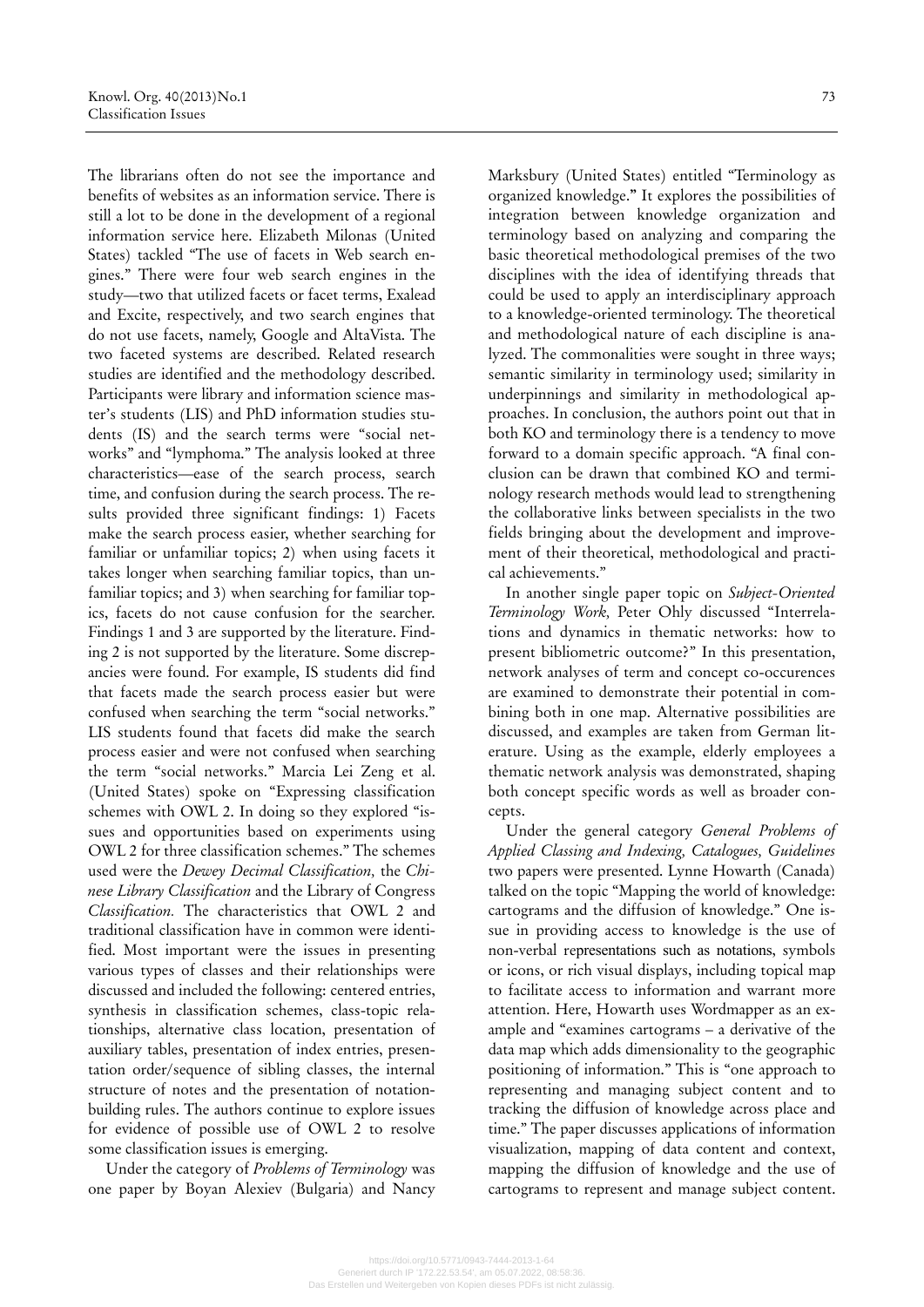The librarians often do not see the importance and benefits of websites as an information service. There is still a lot to be done in the development of a regional information service here. Elizabeth Milonas (United States) tackled "The use of facets in Web search engines." There were four web search engines in the study—two that utilized facets or facet terms, Exalead and Excite, respectively, and two search engines that do not use facets, namely, Google and AltaVista. The two faceted systems are described. Related research studies are identified and the methodology described. Participants were library and information science master's students (LIS) and PhD information studies students (IS) and the search terms were "social networks" and "lymphoma." The analysis looked at three characteristics—ease of the search process, search time, and confusion during the search process. The results provided three significant findings: 1) Facets make the search process easier, whether searching for familiar or unfamiliar topics; 2) when using facets it takes longer when searching familiar topics, than unfamiliar topics; and 3) when searching for familiar topics, facets do not cause confusion for the searcher. Findings 1 and 3 are supported by the literature. Finding 2 is not supported by the literature. Some discrepancies were found. For example, IS students did find that facets made the search process easier but were confused when searching the term "social networks." LIS students found that facets did make the search process easier and were not confused when searching the term "social networks." Marcia Lei Zeng et al. (United States) spoke on "Expressing classification schemes with OWL 2. In doing so they explored "issues and opportunities based on experiments using OWL 2 for three classification schemes." The schemes used were the *Dewey Decimal Classification,* the *Chinese Library Classification* and the Library of Congress *Classification.* The characteristics that OWL 2 and traditional classification have in common were identified. Most important were the issues in presenting various types of classes and their relationships were discussed and included the following: centered entries, synthesis in classification schemes, class-topic relationships, alternative class location, presentation of auxiliary tables, presentation of index entries, presentation order/sequence of sibling classes, the internal structure of notes and the presentation of notation-building rules. The authors continue to explore issues for evidence of possible use of OWL 2 to resolve some classification issues is emerging.

Under the category of *Problems of Terminology* was one paper by Boyan Alexiev (Bulgaria) and Nancy Marksbury (United States) entitled "Terminology as organized knowledge." It explores the possibilities of integration between knowledge organization and terminology based on analyzing and comparing the basic theoretical methodological premises of the two disciplines with the idea of identifying threads that could be used to apply an interdisciplinary approach to a knowledge-oriented terminology. The theoretical and methodological nature of each discipline is analyzed. The commonalities were sought in three ways; semantic similarity in terminology used; similarity in underpinnings and similarity in methodological approaches. In conclusion, the authors point out that in both KO and terminology there is a tendency to move forward to a domain specific approach. "A final conclusion can be drawn that combined KO and terminology research methods would lead to strengthening the collaborative links between specialists in the two fields bringing about the development and improvement of their theoretical, methodological and practical achievements."

In another single paper topic on *Subject-Oriented Terminology Work,* Peter Ohly discussed "Interrelations and dynamics in thematic networks: how to present bibliometric outcome?" In this presentation, network analyses of term and concept co-occurences are examined to demonstrate their potential in combining both in one map. Alternative possibilities are discussed, and examples are taken from German literature. Using as the example, elderly employees a thematic network analysis was demonstrated, shaping both concept specific words as well as broader concepts.

Under the general category *General Problems of Applied Classing and Indexing, Catalogues, Guidelines* two papers were presented. Lynne Howarth (Canada) talked on the topic "Mapping the world of knowledge: cartograms and the diffusion of knowledge." One issue in providing access to knowledge is the use of non-verbal representations such as notations, symbols or icons, or rich visual displays, including topical map to facilitate access to information and warrant more attention. Here, Howarth uses Wordmapper as an example and "examines cartograms – a derivative of the data map which adds dimensionality to the geographic positioning of information." This is "one approach to representing and managing subject content and to tracking the diffusion of knowledge across place and time." The paper discusses applications of information visualization, mapping of data content and context, mapping the diffusion of knowledge and the use of cartograms to represent and manage subject content.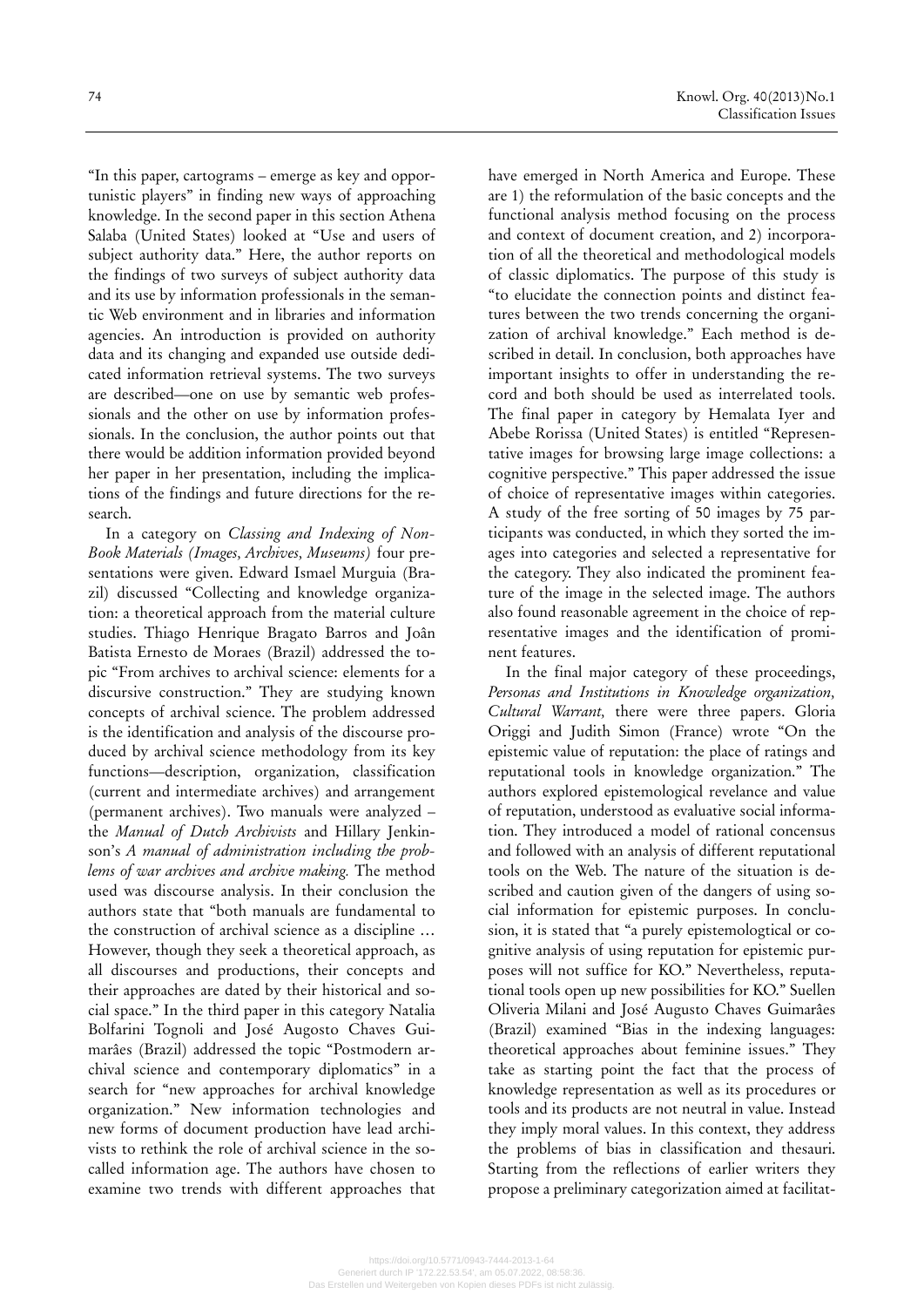"In this paper, cartograms – emerge as key and opportunistic players" in finding new ways of approaching knowledge. In the second paper in this section Athena Salaba (United States) looked at "Use and users of subject authority data." Here, the author reports on the findings of two surveys of subject authority data and its use by information professionals in the semantic Web environment and in libraries and information agencies. An introduction is provided on authority data and its changing and expanded use outside dedicated information retrieval systems. The two surveys are described—one on use by semantic web professionals and the other on use by information professionals. In the conclusion, the author points out that there would be addition information provided beyond her paper in her presentation, including the implications of the findings and future directions for the research.

In a category on *Classing and Indexing of Non-Book Materials (Images, Archives, Museums)* four presentations were given. Edward Ismael Murguia (Brazil) discussed "Collecting and knowledge organization: a theoretical approach from the material culture studies. Thiago Henrique Bragato Barros and Joân Batista Ernesto de Moraes (Brazil) addressed the topic "From archives to archival science: elements for a discursive construction." They are studying known concepts of archival science. The problem addressed is the identification and analysis of the discourse produced by archival science methodology from its key functions—description, organization, classification (current and intermediate archives) and arrangement (permanent archives). Two manuals were analyzed – the *Manual of Dutch Archivists* and Hillary Jenkinson's *A manual of administration including the problems of war archives and archive making.* The method used was discourse analysis. In their conclusion the authors state that "both manuals are fundamental to the construction of archival science as a discipline ... However, though they seek a theoretical approach, as all discourses and productions, their concepts and their approaches are dated by their historical and social space." In the third paper in this category Natalia Bolfarini Tognoli and José Augusto Chaves Guimarães (Brazil) addressed the topic "Postmodern archival science and contemporary diplomatics" in a search for "new approaches for archival knowledge organization." New information technologies and new forms of document production have lead archivists to rethink the role of archival science in the so-called information age. The authors have chosen to examine two trends with different approaches that have emerged in North America and Europe. These are 1) the reformulation of the basic concepts and the functional analysis method focusing on the process and context of document creation, and 2) incorporation of all the theoretical and methodological models of classic diplomatics. The purpose of this study is "to elucidate the connection points and distinct features between the two trends concerning the organization of archival knowledge." Each method is described in detail. In conclusion, both approaches have important insights to offer in understanding the record and both should be used as interrelated tools. The final paper in category by Hemalata Iyer and Abebe Rorissa (United States) is entitled "Representative images for browsing large image collections: a cognitive perspective." This paper addressed the issue of choice of representative images within categories. A study of the free sorting of 50 images by 75 participants was conducted, in which they sorted the images into categories and selected a representative for the category. They also indicated the prominent feature of the image in the selected image. The authors also found reasonable agreement in the choice of representative images and the identification of prominent features.

In the final major category of these proceedings, *Personas and Institutions in Knowledge organization, Cultural Warrant,* there were three papers. Gloria Origgi and Judith Simon (France) wrote "On the epistemic value of reputation: the place of ratings and reputational tools in knowledge organization." The authors explored epistemological revelance and value of reputation, understood as evaluative social information. They introduced a model of rational concensus and followed with an analysis of different reputational tools on the Web. The nature of the situation is described and caution given of the dangers of using social information for epistemic purposes. In conclusion, it is stated that "a purely epistemologtical or cognitive analysis of using reputation for epistemic purposes will not suffice for KO." Nevertheless, reputational tools open up new possibilities for KO." Suellen Oliveria Milani and José Augusto Chaves Guimarães (Brazil) examined "Bias in the indexing languages: theoretical approaches about feminine issues." They take as starting point the fact that the process of knowledge representation as well as its procedures or tools and its products are not neutral in value. Instead they imply moral values. In this context, they address the problems of bias in classification and thesauri. Starting from the reflections of earlier writers they propose a preliminary categorization aimed at facilitat-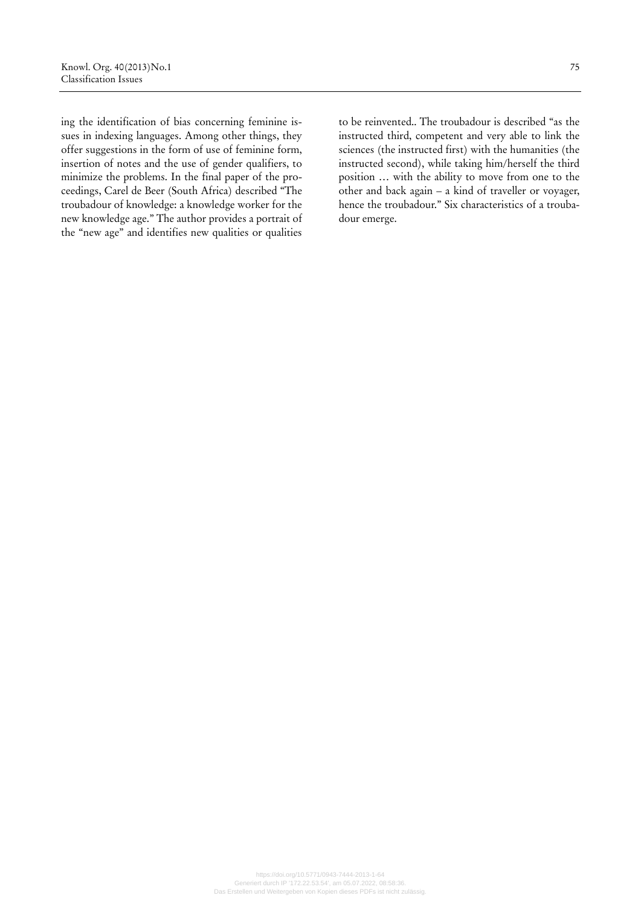ing the identification of bias concerning feminine issues in indexing languages. Among other things, they offer suggestions in the form of use of feminine form, insertion of notes and the use of gender qualifiers, to minimize the problems. In the final paper of the proceedings, Carel de Beer (South Africa) described "The troubadour of knowledge: a knowledge worker for the new knowledge age." The author provides a portrait of the "new age" and identifies new qualities or qualities to be reinvented.. The troubadour is described "as the instructed third, competent and very able to link the sciences (the instructed first) with the humanities (the instructed second), while taking him/herself the third position … with the ability to move from one to the other and back again – a kind of traveller or voyager, hence the troubadour." Six characteristics of a troubadour emerge.